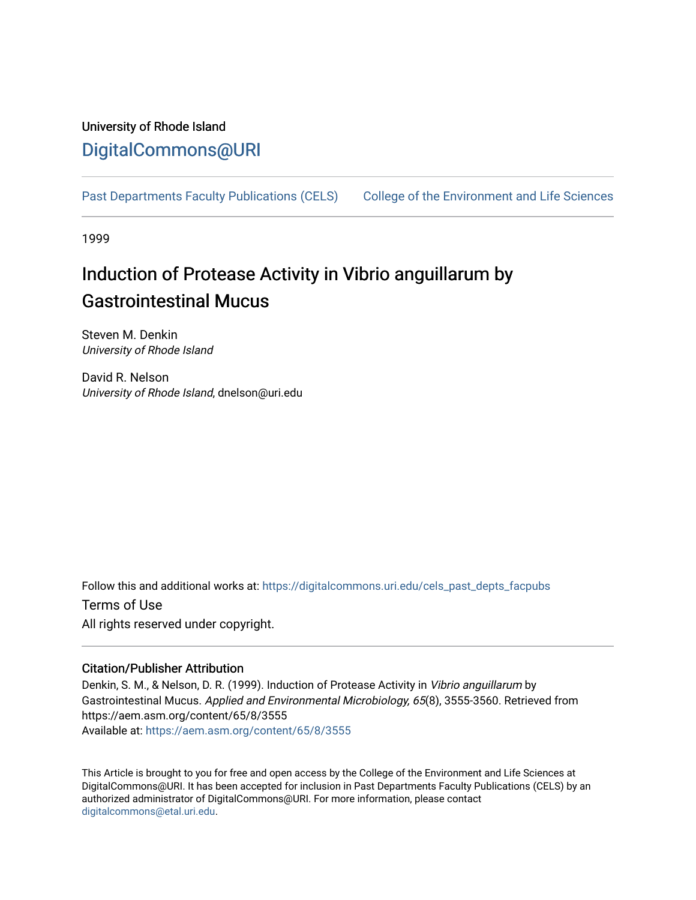University of Rhode Island

DigitalCommons@URI

Past Departments Faculty Publications (CELS) College of the Environment and Life Sciences

1999

# Induction of Protease Activity in Vibrio anguillarum by Gastrointestinal Mucus

Steven M. Denkin
*University of Rhode Island*

David R. Nelson
*University of Rhode Island*, dnelson@uri.edu

Follow this and additional works at: https://digitalcommons.uri.edu/cels_past_depts_facpubs

Terms of Use

All rights reserved under copyright.

### Citation/Publisher Attribution

Denkin, S. M., & Nelson, D. R. (1999). Induction of Protease Activity in *Vibrio anguillarum* by Gastrointestinal Mucus. *Applied and Environmental Microbiology, 65*(8), 3555-3560. Retrieved from https://aem.asm.org/content/65/8/3555
Available at: https://aem.asm.org/content/65/8/3555

This Article is brought to you for free and open access by the College of the Environment and Life Sciences at DigitalCommons@URI. It has been accepted for inclusion in Past Departments Faculty Publications (CELS) by an authorized administrator of DigitalCommons@URI. For more information, please contact digitalcommons@etal.uri.edu.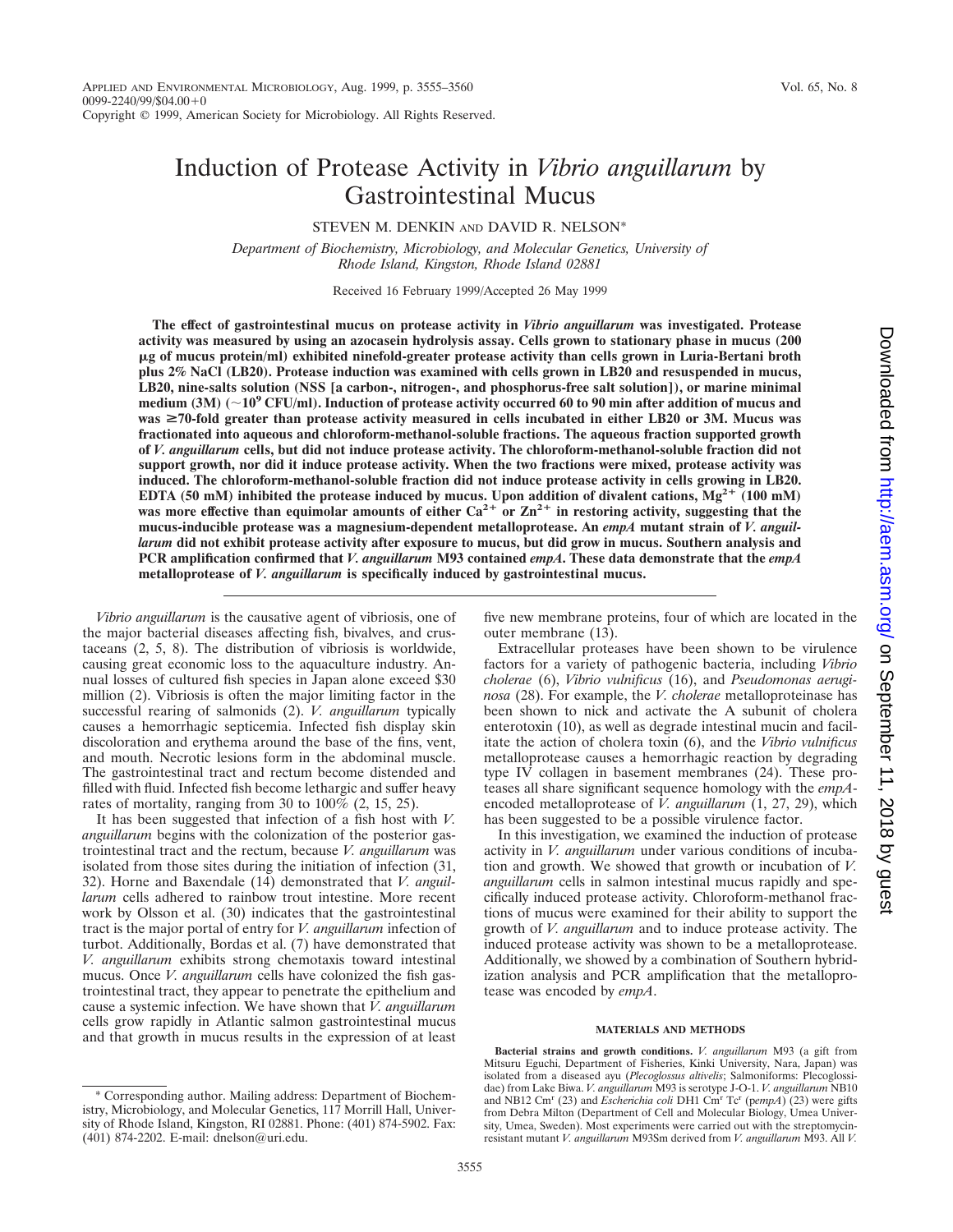# Induction of Protease Activity in *Vibrio anguillarum* by Gastrointestinal Mucus

STEVEN M. DENKIN AND DAVID R. NELSON*

*Department of Biochemistry, Microbiology, and Molecular Genetics, University of Rhode Island, Kingston, Rhode Island 02881*

Received 16 February 1999/Accepted 26 May 1999

**The effect of gastrointestinal mucus on protease activity in *Vibrio anguillarum* was investigated. Protease activity was measured by using an azocasein hydrolysis assay. Cells grown to stationary phase in mucus (200 μg of mucus protein/ml) exhibited ninefold-greater protease activity than cells grown in Luria-Bertani broth plus 2% NaCl (LB20). Protease induction was examined with cells grown in LB20 and resuspended in mucus, LB20, nine-salts solution (NSS [a carbon-, nitrogen-, and phosphorus-free salt solution]), or marine minimal medium (3M) (~$10^9$ CFU/ml). Induction of protease activity occurred 60 to 90 min after addition of mucus and was ≥70-fold greater than protease activity measured in cells incubated in either LB20 or 3M. Mucus was fractionated into aqueous and chloroform-methanol-soluble fractions. The aqueous fraction supported growth of *V. anguillarum* cells, but did not induce protease activity. The chloroform-methanol-soluble fraction did not support growth, nor did it induce protease activity. When the two fractions were mixed, protease activity was induced. The chloroform-methanol-soluble fraction did not induce protease activity in cells growing in LB20. EDTA (50 mM) inhibited the protease induced by mucus. Upon addition of divalent cations, $Mg^{2+}$ (100 mM) was more effective than equimolar amounts of either $Ca^{2+}$ or $Zn^{2+}$ in restoring activity, suggesting that the mucus-inducible protease was a magnesium-dependent metalloprotease. An *empA* mutant strain of *V. anguillarum* did not exhibit protease activity after exposure to mucus, but did grow in mucus. Southern analysis and PCR amplification confirmed that *V. anguillarum* M93 contained *empA*. These data demonstrate that the *empA* metalloprotease of *V. anguillarum* is specifically induced by gastrointestinal mucus.**

*Vibrio anguillarum* is the causative agent of vibriosis, one of the major bacterial diseases affecting fish, bivalves, and crustaceans (2, 5, 8). The distribution of vibriosis is worldwide, causing great economic loss to the aquaculture industry. Annual losses of cultured fish species in Japan alone exceed $30 million (2). Vibriosis is often the major limiting factor in the successful rearing of salmonids (2). *V. anguillarum* typically causes a hemorrhagic septicemia. Infected fish display skin discoloration and erythema around the base of the fins, vent, and mouth. Necrotic lesions form in the abdominal muscle. The gastrointestinal tract and rectum become distended and filled with fluid. Infected fish become lethargic and suffer heavy rates of mortality, ranging from 30 to 100% (2, 15, 25).

It has been suggested that infection of a fish host with *V. anguillarum* begins with the colonization of the posterior gastrointestinal tract and the rectum, because *V. anguillarum* was isolated from those sites during the initiation of infection (31, 32). Horne and Baxendale (14) demonstrated that *V. anguillarum* cells adhered to rainbow trout intestine. More recent work by Olsson et al. (30) indicates that the gastrointestinal tract is the major portal of entry for *V. anguillarum* infection of turbot. Additionally, Bordas et al. (7) have demonstrated that *V. anguillarum* exhibits strong chemotaxis toward intestinal mucus. Once *V. anguillarum* cells have colonized the fish gastrointestinal tract, they appear to penetrate the epithelium and cause a systemic infection. We have shown that *V. anguillarum* cells grow rapidly in Atlantic salmon gastrointestinal mucus and that growth in mucus results in the expression of at least five new membrane proteins, four of which are located in the outer membrane (13).

Extracellular proteases have been shown to be virulence factors for a variety of pathogenic bacteria, including *Vibrio cholerae* (6), *Vibrio vulnificus* (16), and *Pseudomonas aeruginosa* (28). For example, the *V. cholerae* metalloproteinase has been shown to nick and activate the A subunit of cholera enterotoxin (10), as well as degrade intestinal mucin and facilitate the action of cholera toxin (6), and the *Vibrio vulnificus* metalloprotease causes a hemorrhagic reaction by degrading type IV collagen in basement membranes (24). These proteases all share significant sequence homology with the *empA*-encoded metalloprotease of *V. anguillarum* (1, 27, 29), which has been suggested to be a possible virulence factor.

In this investigation, we examined the induction of protease activity in *V. anguillarum* under various conditions of incubation and growth. We showed that growth or incubation of *V. anguillarum* cells in salmon intestinal mucus rapidly and specifically induced protease activity. Chloroform-methanol fractions of mucus were examined for their ability to support the growth of *V. anguillarum* and to induce protease activity. The induced protease activity was shown to be a metalloprotease. Additionally, we showed by a combination of Southern hybridization analysis and PCR amplification that the metalloprotease was encoded by *empA*.

## MATERIALS AND METHODS

**Bacterial strains and growth conditions.** *V. anguillarum* M93 (a gift from Mitsuru Eguchi, Department of Fisheries, Kinki University, Nara, Japan) was isolated from a diseased ayu (*Plecoglossus altivelis*; Salmoniforms: Plecoglossidae) from Lake Biwa. *V. anguillarum* M93 is serotype J-O-1. *V. anguillarum* NB10 and NB12 Cm$^r$ (23) and *Escherichia coli* DH1 Cm$^r$ Tc$^r$ (p*empA*) (23) were gifts from Debra Milton (Department of Cell and Molecular Biology, Umea University, Umea, Sweden). Most experiments were carried out with the streptomycin-resistant mutant *V. anguillarum* M93Sm derived from *V. anguillarum* M93. All *V.*

\* Corresponding author. Mailing address: Department of Biochemistry, Microbiology, and Molecular Genetics, 117 Morrill Hall, University of Rhode Island, Kingston, RI 02881. Phone: (401) 874-5902. Fax: (401) 874-2202. E-mail: dnelson@uri.edu.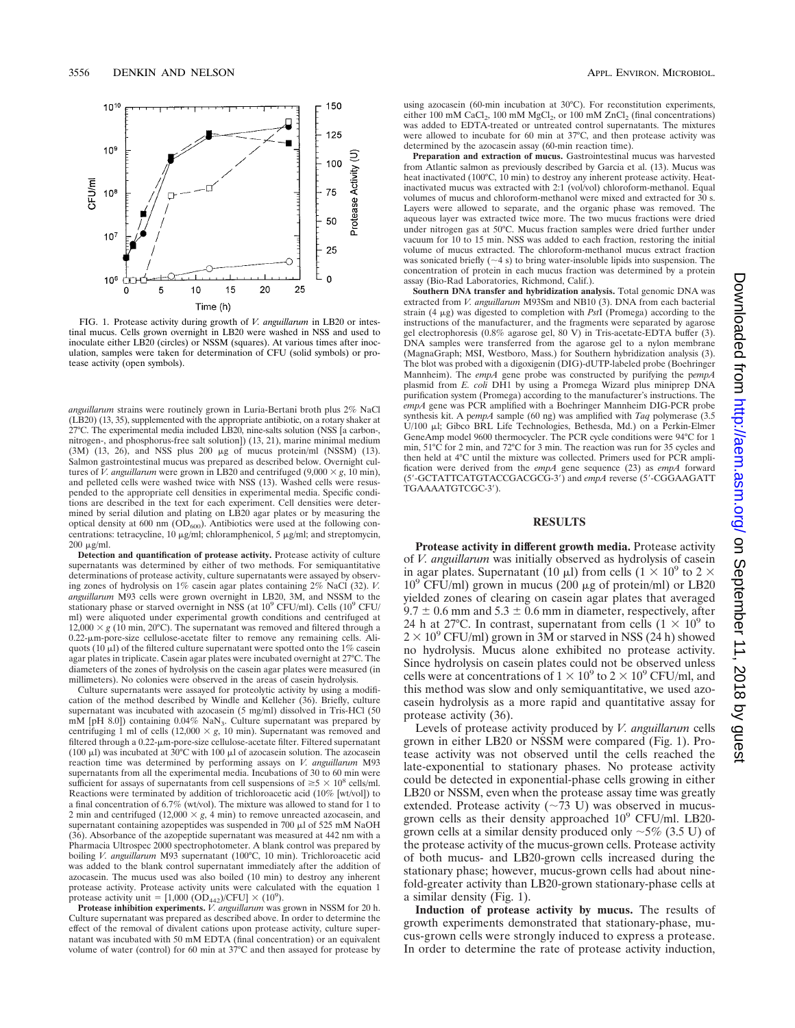FIG. 1. Protease activity during growth of *V. anguillarum* in LB20 or intestinal mucus. Cells grown overnight in LB20 were washed in NSS and used to inoculate either LB20 (circles) or NSSM (squares). At various times after inoculation, samples were taken for determination of CFU (solid symbols) or protease activity (open symbols).

*anguillarum* strains were routinely grown in Luria-Bertani broth plus 2% NaCl (LB20) (13, 35), supplemented with the appropriate antibiotic, on a rotary shaker at 27°C. The experimental media included LB20, nine-salts solution (NSS [a carbon-, nitrogen-, and phosphorus-free salt solution]) (13, 21), marine minimal medium (3M) (13, 26), and NSS plus 200 μg of mucus protein/ml (NSSM) (13). Salmon gastrointestinal mucus was prepared as described below. Overnight cultures of *V. anguillarum* were grown in LB20 and centrifuged ($9{,}000 \times g$, 10 min), and pelleted cells were washed twice with NSS (13). Washed cells were resuspended to the appropriate cell densities in experimental media. Specific conditions are described in the text for each experiment. Cell densities were determined by serial dilution and plating on LB20 agar plates or by measuring the optical density at 600 nm ($OD_{600}$). Antibiotics were used at the following concentrations: tetracycline, 10 μg/ml; chloramphenicol, 5 μg/ml; and streptomycin, 200 μg/ml.

**Detection and quantification of protease activity.** Protease activity of culture supernatants was determined by either of two methods. For semiquantitative determinations of protease activity, culture supernatants were assayed by observing zones of hydrolysis on 1% casein agar plates containing 2% NaCl (32). *V. anguillarum* M93 cells were grown overnight in LB20, 3M, and NSSM to the stationary phase or starved overnight in NSS (at $10^9$ CFU/ml). Cells ($10^9$ CFU/ml) were aliquoted under experimental growth conditions and centrifuged at $12{,}000 \times g$ (10 min, 20°C). The supernatant was removed and filtered through a 0.22-μm-pore-size cellulose-acetate filter to remove any remaining cells. Aliquots (10 μl) of the filtered culture supernatant were spotted onto the 1% casein agar plates in triplicate. Casein agar plates were incubated overnight at 27°C. The diameters of the zones of hydrolysis on the casein agar plates were measured (in millimeters). No colonies were observed in the areas of casein hydrolysis.

Culture supernatants were assayed for proteolytic activity by using a modification of the method described by Windle and Kelleher (36). Briefly, culture supernatant was incubated with azocasein (5 mg/ml) dissolved in Tris-HCl (50 mM [pH 8.0]) containing 0.04% $NaN_3$. Culture supernatant was prepared by centrifuging 1 ml of cells ($12{,}000 \times g$, 10 min). Supernatant was removed and filtered through a 0.22-μm-pore-size cellulose-acetate filter. Filtered supernatant (100 μl) was incubated at 30°C with 100 μl of azocasein solution. The azocasein reaction time was determined by performing assays on *V. anguillarum* M93 supernatants from all the experimental media. Incubations of 30 to 60 min were sufficient for assays of supernatants from cell suspensions of $\geq 5 \times 10^8$ cells/ml. Reactions were terminated by addition of trichloroacetic acid (10% [wt/vol]) to a final concentration of 6.7% (wt/vol). The mixture was allowed to stand for 1 to 2 min and centrifuged ($12{,}000 \times g$, 4 min) to remove unreacted azocasein, and supernatant containing azopeptides was suspended in 700 μl of 525 mM NaOH (36). Absorbance of the azopeptide supernatant was measured at 442 nm with a Pharmacia Ultrospec 2000 spectrophotometer. A blank control was prepared by boiling *V. anguillarum* M93 supernatant (100°C, 10 min). Trichloroacetic acid was added to the blank control supernatant immediately after the addition of azocasein. The mucus used was also boiled (10 min) to destroy any inherent protease activity. Protease activity units were calculated with the equation 1 protease activity unit = $[1{,}000\ (OD_{442})/\text{CFU}] \times (10^9)$.

**Protease inhibition experiments.** *V. anguillarum* was grown in NSSM for 20 h. Culture supernatant was prepared as described above. In order to determine the effect of the removal of divalent cations upon protease activity, culture supernatant was incubated with 50 mM EDTA (final concentration) or an equivalent volume of water (control) for 60 min at 37°C and then assayed for protease by using azocasein (60-min incubation at 30°C). For reconstitution experiments, either 100 mM $CaCl_2$, 100 mM $MgCl_2$, or 100 mM $ZnCl_2$ (final concentrations) was added to EDTA-treated or untreated control supernatants. The mixtures were allowed to incubate for 60 min at 37°C, and then protease activity was determined by the azocasein assay (60-min reaction time).

**Preparation and extraction of mucus.** Gastrointestinal mucus was harvested from Atlantic salmon as previously described by Garcia et al. (13). Mucus was heat inactivated (100°C, 10 min) to destroy any inherent protease activity. Heat-inactivated mucus was extracted with 2:1 (vol/vol) chloroform-methanol. Equal volumes of mucus and chloroform-methanol were mixed and extracted for 30 s. Layers were allowed to separate, and the organic phase was removed. The aqueous layer was extracted twice more. The two mucus fractions were dried under nitrogen gas at 50°C. Mucus fraction samples were dried further under vacuum for 10 to 15 min. NSS was added to each fraction, restoring the initial volume of mucus extracted. The chloroform-methanol mucus extract fraction was sonicated briefly (~4 s) to bring water-insoluble lipids into suspension. The concentration of protein in each mucus fraction was determined by a protein assay (Bio-Rad Laboratories, Richmond, Calif.).

**Southern DNA transfer and hybridization analysis.** Total genomic DNA was extracted from *V. anguillarum* M93Sm and NB10 (3). DNA from each bacterial strain (4 μg) was digested to completion with *Pst*I (Promega) according to the instructions of the manufacturer, and the fragments were separated by agarose gel electrophoresis (0.8% agarose gel, 80 V) in Tris-acetate-EDTA buffer (3). DNA samples were transferred from the agarose gel to a nylon membrane (MagnaGraph; MSI, Westboro, Mass.) for Southern hybridization analysis (3). The blot was probed with a digoxigenin (DIG)-dUTP-labeled probe (Boehringer Mannheim). The *empA* gene probe was constructed by purifying the p*empA* plasmid from *E. coli* DH1 by using a Promega Wizard plus miniprep DNA purification system (Promega) according to the manufacturer's instructions. The *empA* gene was PCR amplified with a Boehringer Mannheim DIG-PCR probe synthesis kit. A p*empA* sample (60 ng) was amplified with *Taq* polymerase (3.5 U/100 μl; Gibco BRL Life Technologies, Bethesda, Md.) on a Perkin-Elmer GeneAmp model 9600 thermocycler. The PCR cycle conditions were 94°C for 1 min, 51°C for 2 min, and 72°C for 3 min. The reaction was run for 35 cycles and then held at 4°C until the mixture was collected. Primers used for PCR amplification were derived from the *empA* gene sequence (23) as *empA* forward (5′-GCTATTCATGTACCGACGCG-3′) and *empA* reverse (5′-CGGAAGATTTGAAAATGTCGC-3′).

## RESULTS

**Protease activity in different growth media.** Protease activity of *V. anguillarum* was initially observed as hydrolysis of casein in agar plates. Supernatant (10 μl) from cells ($1 \times 10^9$ to $2 \times 10^9$ CFU/ml) grown in mucus (200 μg of protein/ml) or LB20 yielded zones of clearing on casein agar plates that averaged $9.7 \pm 0.6$ mm and $5.3 \pm 0.6$ mm in diameter, respectively, after 24 h at 27°C. In contrast, supernatant from cells ($1 \times 10^9$ to $2 \times 10^9$ CFU/ml) grown in 3M or starved in NSS (24 h) showed no hydrolysis. Mucus alone exhibited no protease activity. Since hydrolysis on casein plates could not be observed unless cells were at concentrations of $1 \times 10^9$ to $2 \times 10^9$ CFU/ml, and this method was slow and only semiquantitative, we used azocasein hydrolysis as a more rapid and quantitative assay for protease activity (36).

Levels of protease activity produced by *V. anguillarum* cells grown in either LB20 or NSSM were compared (Fig. 1). Protease activity was not observed until the cells reached the late-exponential to stationary phases. No protease activity could be detected in exponential-phase cells growing in either LB20 or NSSM, even when the protease assay time was greatly extended. Protease activity (~73 U) was observed in mucus-grown cells as their density approached $10^9$ CFU/ml. LB20-grown cells at a similar density produced only ~5% (3.5 U) of the protease activity of the mucus-grown cells. Protease activity of both mucus- and LB20-grown cells increased during the stationary phase; however, mucus-grown cells had about ninefold-greater activity than LB20-grown stationary-phase cells at a similar density (Fig. 1).

**Induction of protease activity by mucus.** The results of growth experiments demonstrated that stationary-phase, mucus-grown cells were strongly induced to express a protease. In order to determine the rate of protease activity induction,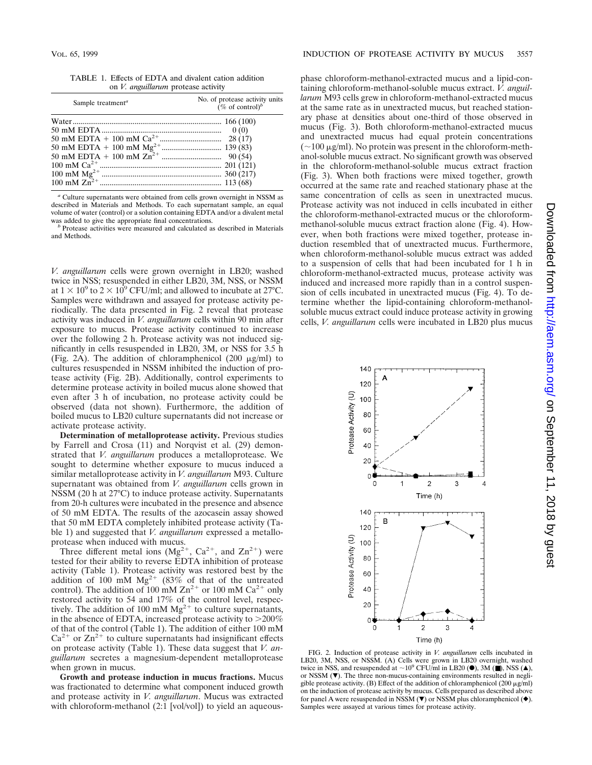TABLE 1. Effects of EDTA and divalent cation addition on *V. anguillarum* protease activity

| Sample treatment[a] | No. of protease activity units (% of control)[b] |
|---|---|
| Water | 166 (100) |
| 50 mM EDTA | 0 (0) |
| 50 mM EDTA + 100 mM $Ca^{2+}$ | 28 (17) |
| 50 mM EDTA + 100 mM $Mg^{2+}$ | 139 (83) |
| 50 mM EDTA + 100 mM $Zn^{2+}$ | 90 (54) |
| 100 mM $Ca^{2+}$ | 201 (121) |
| 100 mM $Mg^{2+}$ | 360 (217) |
| 100 mM $Zn^{2+}$ | 113 (68) |

[a] Culture supernatants were obtained from cells grown overnight in NSSM as described in Materials and Methods. To each supernatant sample, an equal volume of water (control) or a solution containing EDTA and/or a divalent metal was added to give the appropriate final concentrations.

[b] Protease activities were measured and calculated as described in Materials and Methods.

*V. anguillarum* cells were grown overnight in LB20; washed twice in NSS; resuspended in either LB20, 3M, NSS, or NSSM at $1 \times 10^9$ to $2 \times 10^9$ CFU/ml; and allowed to incubate at 27°C. Samples were withdrawn and assayed for protease activity periodically. The data presented in Fig. 2 reveal that protease activity was induced in *V. anguillarum* cells within 90 min after exposure to mucus. Protease activity continued to increase over the following 2 h. Protease activity was not induced significantly in cells resuspended in LB20, 3M, or NSS for 3.5 h (Fig. 2A). The addition of chloramphenicol (200 μg/ml) to cultures resuspended in NSSM inhibited the induction of protease activity (Fig. 2B). Additionally, control experiments to determine protease activity in boiled mucus alone showed that even after 3 h of incubation, no protease activity could be observed (data not shown). Furthermore, the addition of boiled mucus to LB20 culture supernatants did not increase or activate protease activity.

**Determination of metalloprotease activity.** Previous studies by Farrell and Crosa (11) and Norqvist et al. (29) demonstrated that *V. anguillarum* produces a metalloprotease. We sought to determine whether exposure to mucus induced a similar metalloprotease activity in *V. anguillarum* M93. Culture supernatant was obtained from *V. anguillarum* cells grown in NSSM (20 h at 27°C) to induce protease activity. Supernatants from 20-h cultures were incubated in the presence and absence of 50 mM EDTA. The results of the azocasein assay showed that 50 mM EDTA completely inhibited protease activity (Table 1) and suggested that *V. anguillarum* expressed a metalloprotease when induced with mucus.

Three different metal ions ($Mg^{2+}$, $Ca^{2+}$, and $Zn^{2+}$) were tested for their ability to reverse EDTA inhibition of protease activity (Table 1). Protease activity was restored best by the addition of 100 mM $Mg^{2+}$ (83% of that of the untreated control). The addition of 100 mM $Zn^{2+}$ or 100 mM $Ca^{2+}$ only restored activity to 54 and 17% of the control level, respectively. The addition of 100 mM $Mg^{2+}$ to culture supernatants, in the absence of EDTA, increased protease activity to >200% of that of the control (Table 1). The addition of either 100 mM $Ca^{2+}$ or $Zn^{2+}$ to culture supernatants had insignificant effects on protease activity (Table 1). These data suggest that *V. anguillarum* secretes a magnesium-dependent metalloprotease when grown in mucus.

**Growth and protease induction in mucus fractions.** Mucus was fractionated to determine what component induced growth and protease activity in *V. anguillarum*. Mucus was extracted with chloroform-methanol (2:1 [vol/vol]) to yield an aqueous-phase chloroform-methanol-extracted mucus and a lipid-containing chloroform-methanol-soluble mucus extract. *V. anguillarum* M93 cells grew in chloroform-methanol-extracted mucus at the same rate as in unextracted mucus, but reached stationary phase at densities about one-third of those observed in mucus (Fig. 3). Both chloroform-methanol-extracted mucus and unextracted mucus had equal protein concentrations (~100 μg/ml). No protein was present in the chloroform-methanol-soluble mucus extract. No significant growth was observed in the chloroform-methanol-soluble mucus extract fraction (Fig. 3). When both fractions were mixed together, growth occurred at the same rate and reached stationary phase at the same concentration of cells as seen in unextracted mucus. Protease activity was not induced in cells incubated in either the chloroform-methanol-extracted mucus or the chloroform-methanol-soluble mucus extract fraction alone (Fig. 4). However, when both fractions were mixed together, protease induction resembled that of unextracted mucus. Furthermore, when chloroform-methanol-soluble mucus extract was added to a suspension of cells that had been incubated for 1 h in chloroform-methanol-extracted mucus, protease activity was induced and increased more rapidly than in a control suspension of cells incubated in unextracted mucus (Fig. 4). To determine whether the lipid-containing chloroform-methanol-soluble mucus extract could induce protease activity in growing cells, *V. anguillarum* cells were incubated in LB20 plus mucus

FIG. 2. Induction of protease activity in *V. anguillarum* cells incubated in LB20, 3M, NSS, or NSSM. (A) Cells were grown in LB20 overnight, washed twice in NSS, and resuspended at ~$10^9$ CFU/ml in LB20 (●), 3M (■), NSS (▲), or NSSM (▼). The three non-mucus-containing environments resulted in negligible protease activity. (B) Effect of the addition of chloramphenicol (200 μg/ml) on the induction of protease activity by mucus. Cells prepared as described above for panel A were resuspended in NSSM (▼) or NSSM plus chloramphenicol (◆). Samples were assayed at various times for protease activity.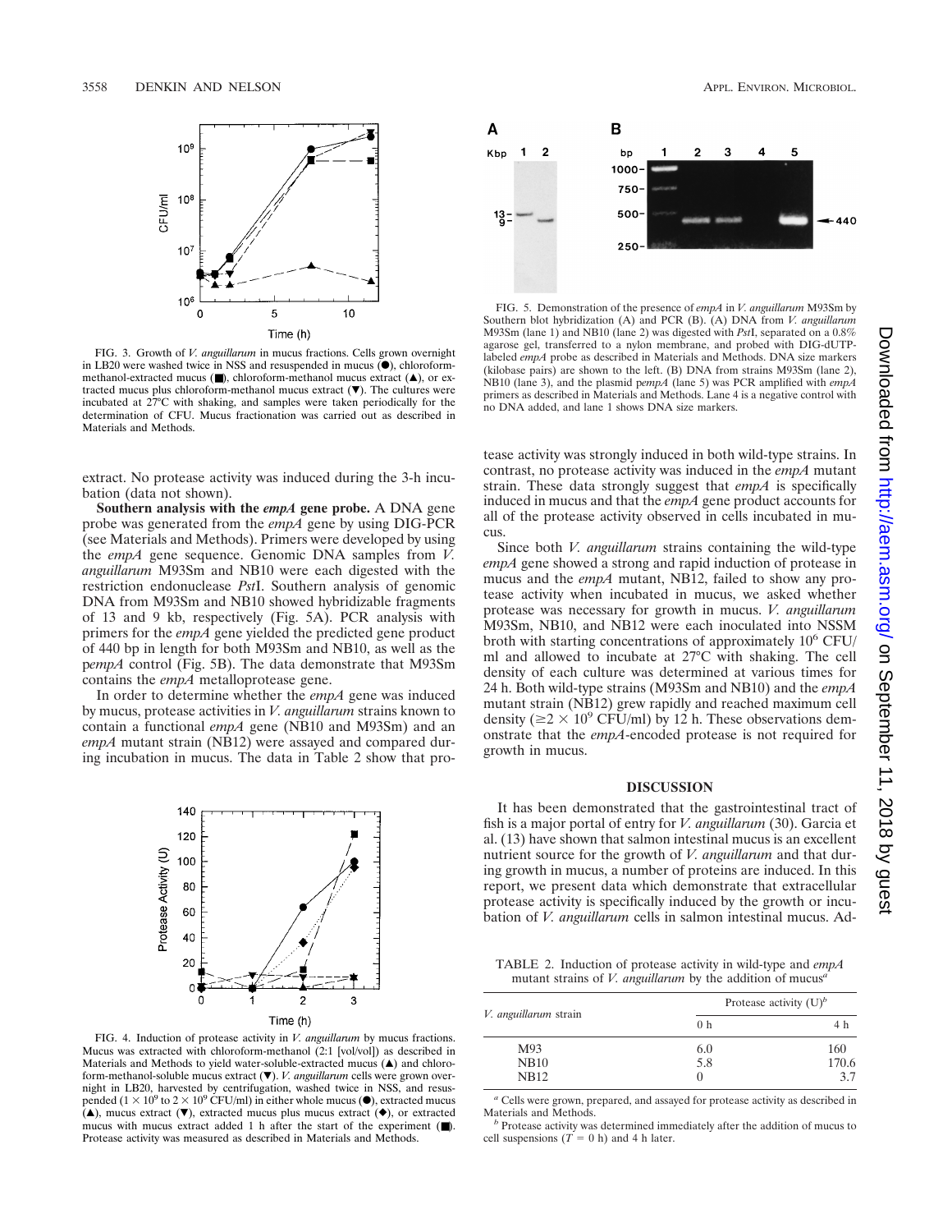FIG. 3. Growth of *V. anguillarum* in mucus fractions. Cells grown overnight in LB20 were washed twice in NSS and resuspended in mucus (●), chloroform-methanol-extracted mucus (■), chloroform-methanol mucus extract (▲), or extracted mucus plus chloroform-methanol mucus extract (▼). The cultures were incubated at 27°C with shaking, and samples were taken periodically for the determination of CFU. Mucus fractionation was carried out as described in Materials and Methods.

extract. No protease activity was induced during the 3-h incubation (data not shown).

**Southern analysis with the *empA* gene probe.** A DNA gene probe was generated from the *empA* gene by using DIG-PCR (see Materials and Methods). Primers were developed by using the *empA* gene sequence. Genomic DNA samples from *V. anguillarum* M93Sm and NB10 were each digested with the restriction endonuclease *Pst*I. Southern analysis of genomic DNA from M93Sm and NB10 showed hybridizable fragments of 13 and 9 kb, respectively (Fig. 5A). PCR analysis with primers for the *empA* gene yielded the predicted gene product of 440 bp in length for both M93Sm and NB10, as well as the p*empA* control (Fig. 5B). The data demonstrate that M93Sm contains the *empA* metalloprotease gene.

In order to determine whether the *empA* gene was induced by mucus, protease activities in *V. anguillarum* strains known to contain a functional *empA* gene (NB10 and M93Sm) and an *empA* mutant strain (NB12) were assayed and compared during incubation in mucus. The data in Table 2 show that protease activity was strongly induced in both wild-type strains. In contrast, no protease activity was induced in the *empA* mutant strain. These data strongly suggest that *empA* is specifically induced in mucus and that the *empA* gene product accounts for all of the protease activity observed in cells incubated in mucus.

Since both *V. anguillarum* strains containing the wild-type *empA* gene showed a strong and rapid induction of protease in mucus and the *empA* mutant, NB12, failed to show any protease activity when incubated in mucus, we asked whether protease was necessary for growth in mucus. *V. anguillarum* M93Sm, NB10, and NB12 were each inoculated into NSSM broth with starting concentrations of approximately $10^6$ CFU/ml and allowed to incubate at 27°C with shaking. The cell density of each culture was determined at various times for 24 h. Both wild-type strains (M93Sm and NB10) and the *empA* mutant strain (NB12) grew rapidly and reached maximum cell density ($\geq 2 \times 10^9$ CFU/ml) by 12 h. These observations demonstrate that the *empA*-encoded protease is not required for growth in mucus.

FIG. 4. Induction of protease activity in *V. anguillarum* by mucus fractions. Mucus was extracted with chloroform-methanol (2:1 [vol/vol]) as described in Materials and Methods to yield water-soluble-extracted mucus (▲) and chloroform-methanol-soluble mucus extract (▼). *V. anguillarum* cells were grown overnight in LB20, harvested by centrifugation, washed twice in NSS, and resuspended ($1 \times 10^9$ to $2 \times 10^9$ CFU/ml) in either whole mucus (●), extracted mucus (▲), mucus extract (▼), extracted mucus plus mucus extract (◆), or extracted mucus with mucus extract added 1 h after the start of the experiment (■). Protease activity was measured as described in Materials and Methods.

FIG. 5. Demonstration of the presence of *empA* in *V. anguillarum* M93Sm by Southern blot hybridization (A) and PCR (B). (A) DNA from *V. anguillarum* M93Sm (lane 1) and NB10 (lane 2) was digested with *Pst*I, separated on a 0.8% agarose gel, transferred to a nylon membrane, and probed with DIG-dUTP-labeled *empA* probe as described in Materials and Methods. DNA size markers (kilobase pairs) are shown to the left. (B) DNA from strains M93Sm (lane 2), NB10 (lane 3), and the plasmid p*empA* (lane 5) was PCR amplified with *empA* primers as described in Materials and Methods. Lane 4 is a negative control with no DNA added, and lane 1 shows DNA size markers.

## DISCUSSION

It has been demonstrated that the gastrointestinal tract of fish is a major portal of entry for *V. anguillarum* (30). Garcia et al. (13) have shown that salmon intestinal mucus is an excellent nutrient source for the growth of *V. anguillarum* and that during growth in mucus, a number of proteins are induced. In this report, we present data which demonstrate that extracellular protease activity is specifically induced by the growth or incubation of *V. anguillarum* cells in salmon intestinal mucus. Ad-

TABLE 2. Induction of protease activity in wild-type and *empA* mutant strains of *V. anguillarum* by the addition of mucus[a]

| *V. anguillarum* strain | Protease activity (U)[b] | |
|---|---|---|
| | 0 h | 4 h |
| M93 | 6.0 | 160 |
| NB10 | 5.8 | 170.6 |
| NB12 | 0 | 3.7 |

[a] Cells were grown, prepared, and assayed for protease activity as described in Materials and Methods.

[b] Protease activity was determined immediately after the addition of mucus to cell suspensions ($T = 0$ h) and 4 h later.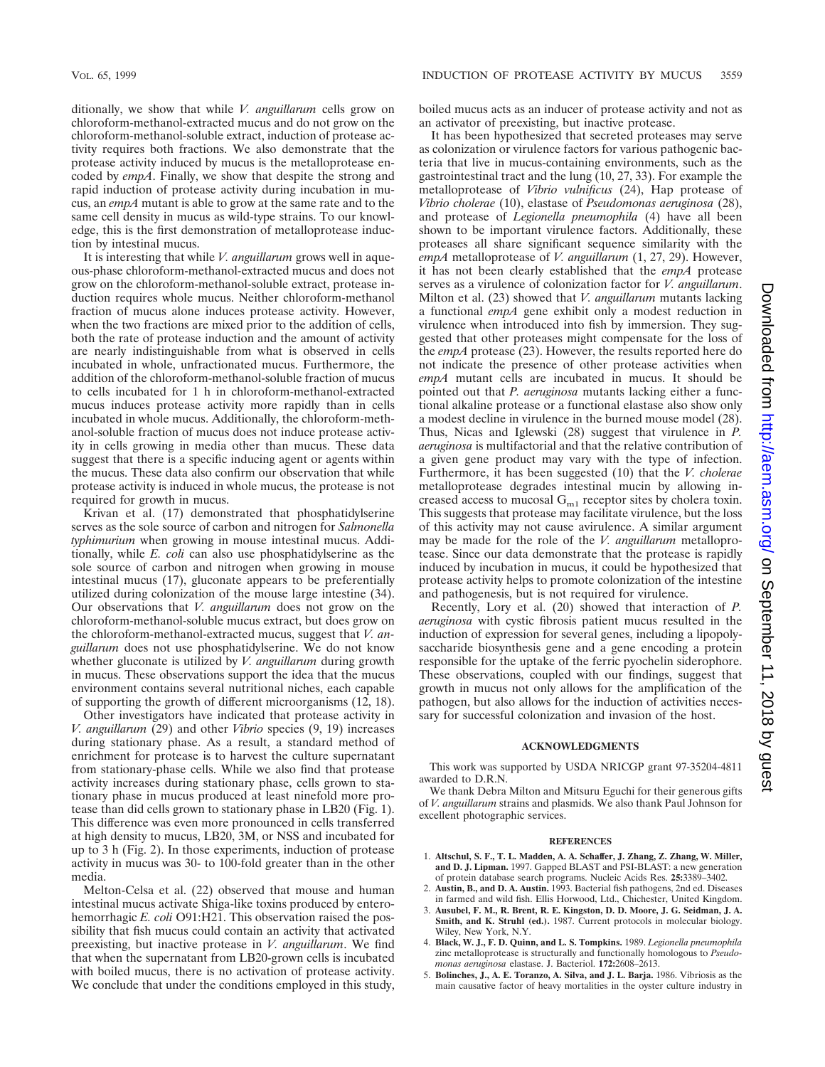ditionally, we show that while *V. anguillarum* cells grow on chloroform-methanol-extracted mucus and do not grow on the chloroform-methanol-soluble extract, induction of protease activity requires both fractions. We also demonstrate that the protease activity induced by mucus is the metalloprotease encoded by *empA*. Finally, we show that despite the strong and rapid induction of protease activity during incubation in mucus, an *empA* mutant is able to grow at the same rate and to the same cell density in mucus as wild-type strains. To our knowledge, this is the first demonstration of metalloprotease induction by intestinal mucus.

It is interesting that while *V. anguillarum* grows well in aqueous-phase chloroform-methanol-extracted mucus and does not grow on the chloroform-methanol-soluble extract, protease induction requires whole mucus. Neither chloroform-methanol fraction of mucus alone induces protease activity. However, when the two fractions are mixed prior to the addition of cells, both the rate of protease induction and the amount of activity are nearly indistinguishable from what is observed in cells incubated in whole, unfractionated mucus. Furthermore, the addition of the chloroform-methanol-soluble fraction of mucus to cells incubated for 1 h in chloroform-methanol-extracted mucus induces protease activity more rapidly than in cells incubated in whole mucus. Additionally, the chloroform-methanol-soluble fraction of mucus does not induce protease activity in cells growing in media other than mucus. These data suggest that there is a specific inducing agent or agents within the mucus. These data also confirm our observation that while protease activity is induced in whole mucus, the protease is not required for growth in mucus.

Krivan et al. (17) demonstrated that phosphatidylserine serves as the sole source of carbon and nitrogen for *Salmonella typhimurium* when growing in mouse intestinal mucus. Additionally, while *E. coli* can also use phosphatidylserine as the sole source of carbon and nitrogen when growing in mouse intestinal mucus (17), gluconate appears to be preferentially utilized during colonization of the mouse large intestine (34). Our observations that *V. anguillarum* does not grow on the chloroform-methanol-soluble mucus extract, but does grow on the chloroform-methanol-extracted mucus, suggest that *V. anguillarum* does not use phosphatidylserine. We do not know whether gluconate is utilized by *V. anguillarum* during growth in mucus. These observations support the idea that the mucus environment contains several nutritional niches, each capable of supporting the growth of different microorganisms (12, 18).

Other investigators have indicated that protease activity in *V. anguillarum* (29) and other *Vibrio* species (9, 19) increases during stationary phase. As a result, a standard method of enrichment for protease is to harvest the culture supernatant from stationary-phase cells. While we also find that protease activity increases during stationary phase, cells grown to stationary phase in mucus produced at least ninefold more protease than did cells grown to stationary phase in LB20 (Fig. 1). This difference was even more pronounced in cells transferred at high density to mucus, LB20, 3M, or NSS and incubated for up to 3 h (Fig. 2). In those experiments, induction of protease activity in mucus was 30- to 100-fold greater than in the other media.

Melton-Celsa et al. (22) observed that mouse and human intestinal mucus activate Shiga-like toxins produced by enterohemorrhagic *E. coli* O91:H21. This observation raised the possibility that fish mucus could contain an activity that activated preexisting, but inactive protease in *V. anguillarum*. We find that when the supernatant from LB20-grown cells is incubated with boiled mucus, there is no activation of protease activity. We conclude that under the conditions employed in this study, boiled mucus acts as an inducer of protease activity and not as an activator of preexisting, but inactive protease.

It has been hypothesized that secreted proteases may serve as colonization or virulence factors for various pathogenic bacteria that live in mucus-containing environments, such as the gastrointestinal tract and the lung (10, 27, 33). For example the metalloprotease of *Vibrio vulnificus* (24), Hap protease of *Vibrio cholerae* (10), elastase of *Pseudomonas aeruginosa* (28), and protease of *Legionella pneumophila* (4) have all been shown to be important virulence factors. Additionally, these proteases all share significant sequence similarity with the *empA* metalloprotease of *V. anguillarum* (1, 27, 29). However, it has not been clearly established that the *empA* protease serves as a virulence of colonization factor for *V. anguillarum*. Milton et al. (23) showed that *V. anguillarum* mutants lacking a functional *empA* gene exhibit only a modest reduction in virulence when introduced into fish by immersion. They suggested that other proteases might compensate for the loss of the *empA* protease (23). However, the results reported here do not indicate the presence of other protease activities when *empA* mutant cells are incubated in mucus. It should be pointed out that *P. aeruginosa* mutants lacking either a functional alkaline protease or a functional elastase also show only a modest decline in virulence in the burned mouse model (28). Thus, Nicas and Iglewski (28) suggest that virulence in *P. aeruginosa* is multifactorial and that the relative contribution of a given gene product may vary with the type of infection. Furthermore, it has been suggested (10) that the *V. cholerae* metalloprotease degrades intestinal mucin by allowing increased access to mucosal $G_{m1}$ receptor sites by cholera toxin. This suggests that protease may facilitate virulence, but the loss of this activity may not cause avirulence. A similar argument may be made for the role of the *V. anguillarum* metalloprotease. Since our data demonstrate that the protease is rapidly induced by incubation in mucus, it could be hypothesized that protease activity helps to promote colonization of the intestine and pathogenesis, but is not required for virulence.

Recently, Lory et al. (20) showed that interaction of *P. aeruginosa* with cystic fibrosis patient mucus resulted in the induction of expression for several genes, including a lipopolysaccharide biosynthesis gene and a gene encoding a protein responsible for the uptake of the ferric pyochelin siderophore. These observations, coupled with our findings, suggest that growth in mucus not only allows for the amplification of the pathogen, but also allows for the induction of activities necessary for successful colonization and invasion of the host.

## ACKNOWLEDGMENTS

This work was supported by USDA NRICGP grant 97-35204-4811 awarded to D.R.N.

We thank Debra Milton and Mitsuru Eguchi for their generous gifts of *V. anguillarum* strains and plasmids. We also thank Paul Johnson for excellent photographic services.

## REFERENCES

1. **Altschul, S. F., T. L. Madden, A. A. Schaffer, J. Zhang, Z. Zhang, W. Miller, and D. J. Lipman.** 1997. Gapped BLAST and PSI-BLAST: a new generation of protein database search programs. Nucleic Acids Res. **25:**3389–3402.
2. **Austin, B., and D. A. Austin.** 1993. Bacterial fish pathogens, 2nd ed. Diseases in farmed and wild fish. Ellis Horwood, Ltd., Chichester, United Kingdom.
3. **Ausubel, F. M., R. Brent, R. E. Kingston, D. D. Moore, J. G. Seidman, J. A. Smith, and K. Struhl (ed.).** 1987. Current protocols in molecular biology. Wiley, New York, N.Y.
4. **Black, W. J., F. D. Quinn, and L. S. Tompkins.** 1989. *Legionella pneumophila* zinc metalloprotease is structurally and functionally homologous to *Pseudomonas aeruginosa* elastase. J. Bacteriol. **172:**2608–2613.
5. **Bolinches, J., A. E. Toranzo, A. Silva, and J. L. Barja.** 1986. Vibriosis as the main causative factor of heavy mortalities in the oyster culture industry in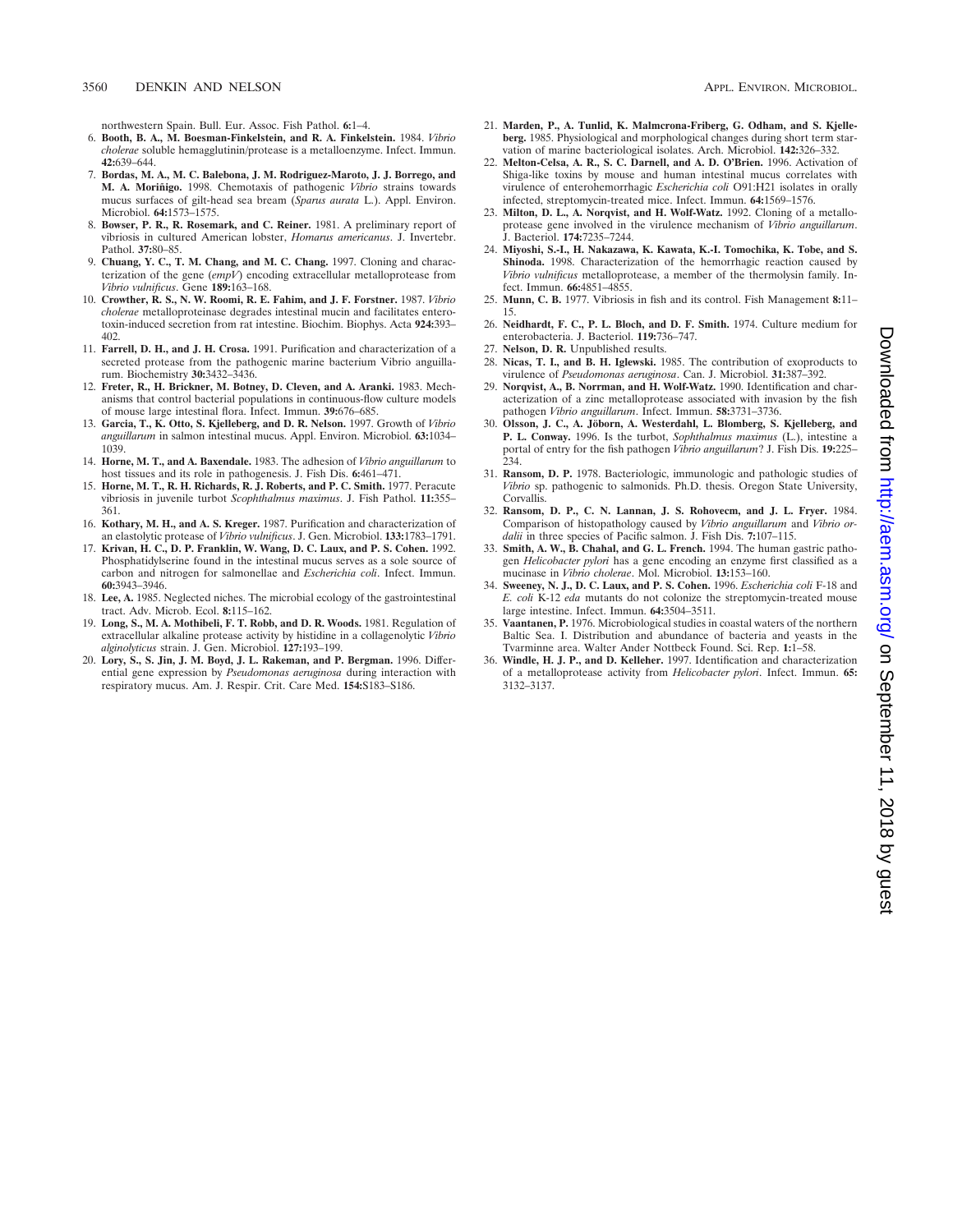northwestern Spain. Bull. Eur. Assoc. Fish Pathol. **6:**1–4.

6. **Booth, B. A., M. Boesman-Finkelstein, and R. A. Finkelstein.** 1984. *Vibrio cholerae* soluble hemagglutinin/protease is a metalloenzyme. Infect. Immun. **42:**639–644.
7. **Bordas, M. A., M. C. Balebona, J. M. Rodriguez-Maroto, J. J. Borrego, and M. A. Moriñigo.** 1998. Chemotaxis of pathogenic *Vibrio* strains towards mucus surfaces of gilt-head sea bream (*Sparus aurata* L.). Appl. Environ. Microbiol. **64:**1573–1575.
8. **Bowser, P. R., R. Rosemark, and C. Reiner.** 1981. A preliminary report of vibriosis in cultured American lobster, *Homarus americanus*. J. Invertebr. Pathol. **37:**80–85.
9. **Chuang, Y. C., T. M. Chang, and M. C. Chang.** 1997. Cloning and characterization of the gene (*empV*) encoding extracellular metalloprotease from *Vibrio vulnificus*. Gene **189:**163–168.
10. **Crowther, R. S., N. W. Roomi, R. E. Fahim, and J. F. Forstner.** 1987. *Vibrio cholerae* metalloproteinase degrades intestinal mucin and facilitates enterotoxin-induced secretion from rat intestine. Biochim. Biophys. Acta **924:**393–402.
11. **Farrell, D. H., and J. H. Crosa.** 1991. Purification and characterization of a secreted protease from the pathogenic marine bacterium Vibrio anguillarum. Biochemistry **30:**3432–3436.
12. **Freter, R., H. Brickner, M. Botney, D. Cleven, and A. Aranki.** 1983. Mechanisms that control bacterial populations in continuous-flow culture models of mouse large intestinal flora. Infect. Immun. **39:**676–685.
13. **Garcia, T., K. Otto, S. Kjelleberg, and D. R. Nelson.** 1997. Growth of *Vibrio anguillarum* in salmon intestinal mucus. Appl. Environ. Microbiol. **63:**1034–1039.
14. **Horne, M. T., and A. Baxendale.** 1983. The adhesion of *Vibrio anguillarum* to host tissues and its role in pathogenesis. J. Fish Dis. **6:**461–471.
15. **Horne, M. T., R. H. Richards, R. J. Roberts, and P. C. Smith.** 1977. Peracute vibriosis in juvenile turbot *Scophthalmus maximus*. J. Fish Pathol. **11:**355–361.
16. **Kothary, M. H., and A. S. Kreger.** 1987. Purification and characterization of an elastolytic protease of *Vibrio vulnificus*. J. Gen. Microbiol. **133:**1783–1791.
17. **Krivan, H. C., D. P. Franklin, W. Wang, D. C. Laux, and P. S. Cohen.** 1992. Phosphatidylserine found in the intestinal mucus serves as a sole source of carbon and nitrogen for salmonellae and *Escherichia coli*. Infect. Immun. **60:**3943–3946.
18. **Lee, A.** 1985. Neglected niches. The microbial ecology of the gastrointestinal tract. Adv. Microb. Ecol. **8:**115–162.
19. **Long, S., M. A. Mothibeli, F. T. Robb, and D. R. Woods.** 1981. Regulation of extracellular alkaline protease activity by histidine in a collagenolytic *Vibrio alginolyticus* strain. J. Gen. Microbiol. **127:**193–199.
20. **Lory, S., S. Jin, J. M. Boyd, J. L. Rakeman, and P. Bergman.** 1996. Differential gene expression by *Pseudomonas aeruginosa* during interaction with respiratory mucus. Am. J. Respir. Crit. Care Med. **154:**S183–S186.
21. **Marden, P., A. Tunlid, K. Malmcrona-Friberg, G. Odham, and S. Kjelleberg.** 1985. Physiological and morphological changes during short term starvation of marine bacteriological isolates. Arch. Microbiol. **142:**326–332.
22. **Melton-Celsa, A. R., S. C. Darnell, and A. D. O'Brien.** 1996. Activation of Shiga-like toxins by mouse and human intestinal mucus correlates with virulence of enterohemorrhagic *Escherichia coli* O91:H21 isolates in orally infected, streptomycin-treated mice. Infect. Immun. **64:**1569–1576.
23. **Milton, D. L., A. Norqvist, and H. Wolf-Watz.** 1992. Cloning of a metalloprotease gene involved in the virulence mechanism of *Vibrio anguillarum*. J. Bacteriol. **174:**7235–7244.
24. **Miyoshi, S.-I., H. Nakazawa, K. Kawata, K.-I. Tomochika, K. Tobe, and S. Shinoda.** 1998. Characterization of the hemorrhagic reaction caused by *Vibrio vulnificus* metalloprotease, a member of the thermolysin family. Infect. Immun. **66:**4851–4855.
25. **Munn, C. B.** 1977. Vibriosis in fish and its control. Fish Management **8:**11–15.
26. **Neidhardt, F. C., P. L. Bloch, and D. F. Smith.** 1974. Culture medium for enterobacteria. J. Bacteriol. **119:**736–747.
27. **Nelson, D. R.** Unpublished results.
28. **Nicas, T. I., and B. H. Iglewski.** 1985. The contribution of exoproducts to virulence of *Pseudomonas aeruginosa*. Can. J. Microbiol. **31:**387–392.
29. **Norqvist, A., B. Norrman, and H. Wolf-Watz.** 1990. Identification and characterization of a zinc metalloprotease associated with invasion by the fish pathogen *Vibrio anguillarum*. Infect. Immun. **58:**3731–3736.
30. **Olsson, J. C., A. Jöborn, A. Westerdahl, L. Blomberg, S. Kjelleberg, and P. L. Conway.** 1996. Is the turbot, *Sophthalmus maximus* (L.), intestine a portal of entry for the fish pathogen *Vibrio anguillarum*? J. Fish Dis. **19:**225–234.
31. **Ransom, D. P.** 1978. Bacteriologic, immunologic and pathologic studies of *Vibrio* sp. pathogenic to salmonids. Ph.D. thesis. Oregon State University, Corvallis.
32. **Ransom, D. P., C. N. Lannan, J. S. Rohovecm, and J. L. Fryer.** 1984. Comparison of histopathology caused by *Vibrio anguillarum* and *Vibrio ordalii* in three species of Pacific salmon. J. Fish Dis. **7:**107–115.
33. **Smith, A. W., B. Chahal, and G. L. French.** 1994. The human gastric pathogen *Helicobacter pylori* has a gene encoding an enzyme first classified as a mucinase in *Vibrio cholerae*. Mol. Microbiol. **13:**153–160.
34. **Sweeney, N. J., D. C. Laux, and P. S. Cohen.** 1996. *Escherichia coli* F-18 and *E. coli* K-12 *eda* mutants do not colonize the streptomycin-treated mouse large intestine. Infect. Immun. **64:**3504–3511.
35. **Vaantanen, P.** 1976. Microbiological studies in coastal waters of the northern Baltic Sea. I. Distribution and abundance of bacteria and yeasts in the Tvarminne area. Walter Ander Nottbeck Found. Sci. Rep. **1:**1–58.
36. **Windle, H. J. P., and D. Kelleher.** 1997. Identification and characterization of a metalloprotease activity from *Helicobacter pylori*. Infect. Immun. **65:** 3132–3137.